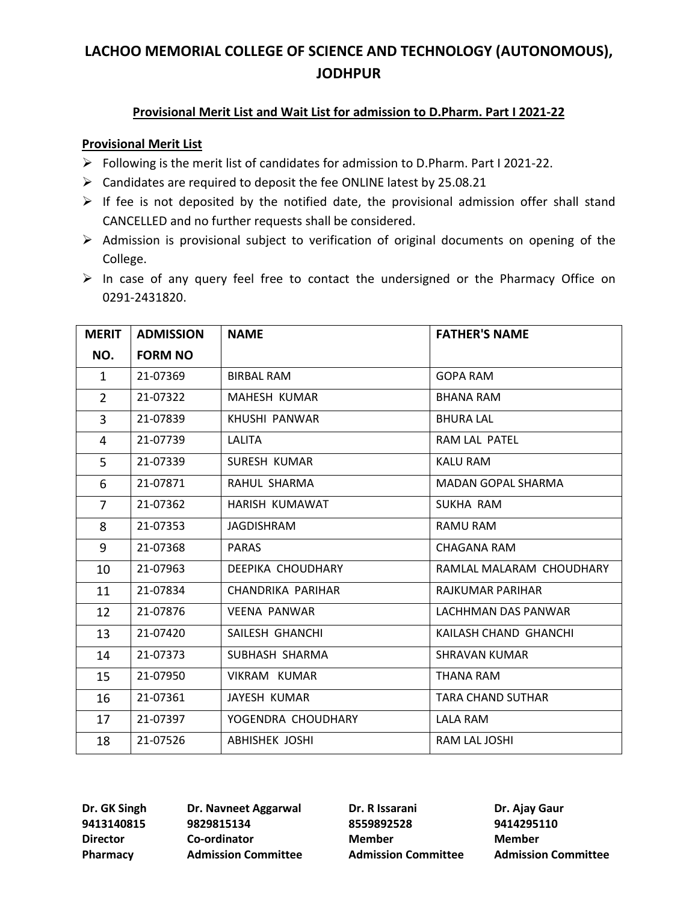# LACHOO MEMORIAL COLLEGE OF SCIENCE AND TECHNOLOGY (AUTONOMOUS), JODHPUR

## Provisional Merit List and Wait List for admission to D.Pharm. Part I 2021-22

### Provisional Merit List

- Following is the merit list of candidates for admission to D.Pharm. Part I 2021-22.
- Candidates are required to deposit the fee ONLINE latest by 25.08.21
- If fee is not deposited by the notified date, the provisional admission offer shall stand CANCELLED and no further requests shall be considered.
- Admission is provisional subject to verification of original documents on opening of the College.
- In case of any query feel free to contact the undersigned or the Pharmacy Office on 0291-2431820.

| MERIT NO. | ADMISSION FORM NO | NAME | FATHER'S NAME |
|---|---|---|---|
| 1 | 21-07369 | BIRBAL RAM | GOPA RAM |
| 2 | 21-07322 | MAHESH KUMAR | BHANA RAM |
| 3 | 21-07839 | KHUSHI PANWAR | BHURA LAL |
| 4 | 21-07739 | LALITA | RAM LAL PATEL |
| 5 | 21-07339 | SURESH KUMAR | KALU RAM |
| 6 | 21-07871 | RAHUL SHARMA | MADAN GOPAL SHARMA |
| 7 | 21-07362 | HARISH KUMAWAT | SUKHA RAM |
| 8 | 21-07353 | JAGDISHRAM | RAMU RAM |
| 9 | 21-07368 | PARAS | CHAGANA RAM |
| 10 | 21-07963 | DEEPIKA CHOUDHARY | RAMLAL MALARAM CHOUDHARY |
| 11 | 21-07834 | CHANDRIKA PARIHAR | RAJKUMAR PARIHAR |
| 12 | 21-07876 | VEENA PANWAR | LACHHMAN DAS PANWAR |
| 13 | 21-07420 | SAILESH GHANCHI | KAILASH CHAND GHANCHI |
| 14 | 21-07373 | SUBHASH SHARMA | SHRAVAN KUMAR |
| 15 | 21-07950 | VIKRAM KUMAR | THANA RAM |
| 16 | 21-07361 | JAYESH KUMAR | TARA CHAND SUTHAR |
| 17 | 21-07397 | YOGENDRA CHOUDHARY | LALA RAM |
| 18 | 21-07526 | ABHISHEK JOSHI | RAM LAL JOSHI |

**Dr. GK Singh**
**9413140815**
**Director**
**Pharmacy**

**Dr. Navneet Aggarwal**
**9829815134**
**Co-ordinator**
**Admission Committee**

**Dr. R Issarani**
**8559892528**
**Member**
**Admission Committee**

**Dr. Ajay Gaur**
**9414295110**
**Member**
**Admission Committee**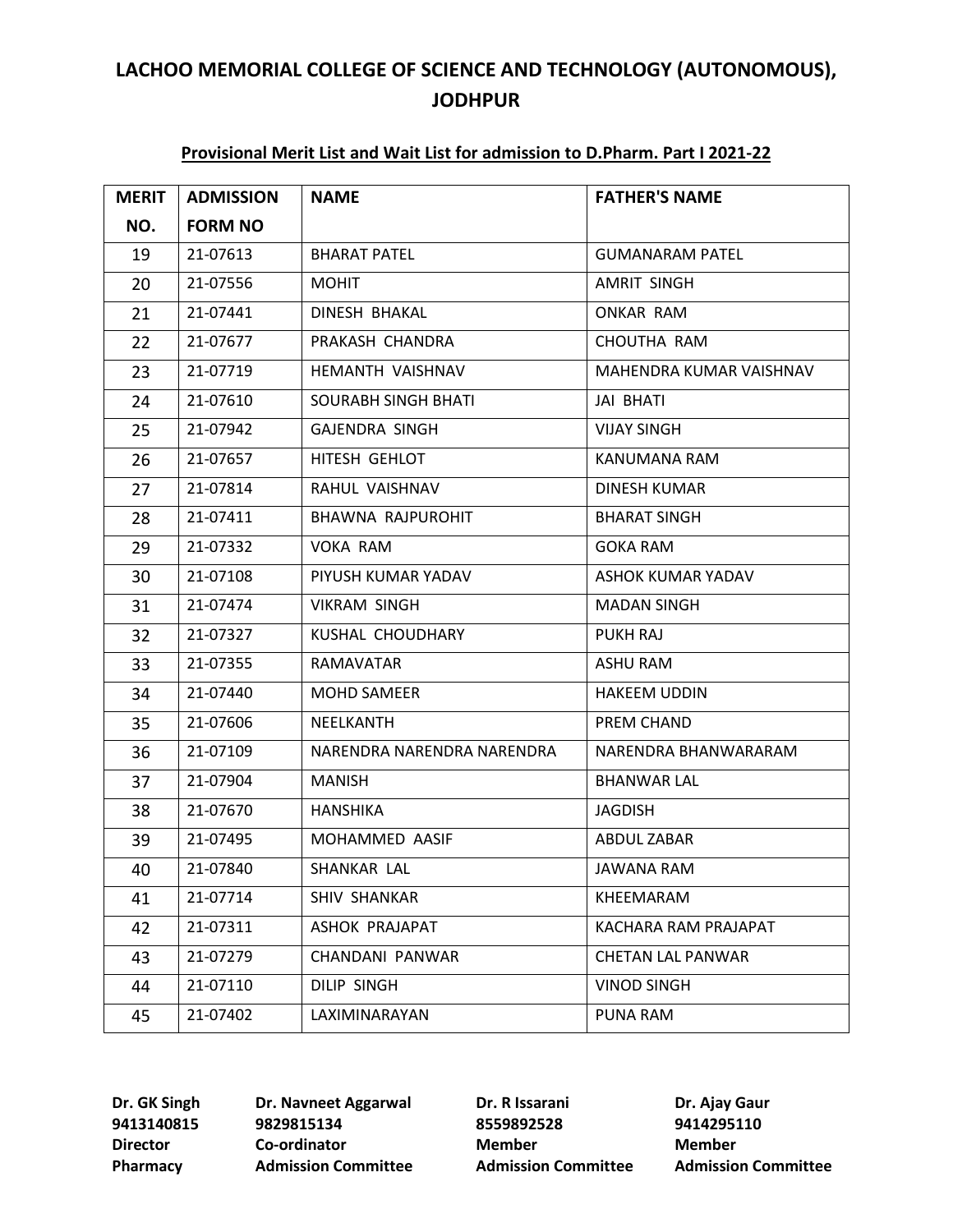# LACHOO MEMORIAL COLLEGE OF SCIENCE AND TECHNOLOGY (AUTONOMOUS), JODHPUR

## Provisional Merit List and Wait List for admission to D.Pharm. Part I 2021-22

| MERIT NO. | ADMISSION FORM NO | NAME | FATHER'S NAME |
|---|---|---|---|
| 19 | 21-07613 | BHARAT PATEL | GUMANARAM PATEL |
| 20 | 21-07556 | MOHIT | AMRIT SINGH |
| 21 | 21-07441 | DINESH BHAKAL | ONKAR RAM |
| 22 | 21-07677 | PRAKASH CHANDRA | CHOUTHA RAM |
| 23 | 21-07719 | HEMANTH VAISHNAV | MAHENDRA KUMAR VAISHNAV |
| 24 | 21-07610 | SOURABH SINGH BHATI | JAI BHATI |
| 25 | 21-07942 | GAJENDRA SINGH | VIJAY SINGH |
| 26 | 21-07657 | HITESH GEHLOT | KANUMANA RAM |
| 27 | 21-07814 | RAHUL VAISHNAV | DINESH KUMAR |
| 28 | 21-07411 | BHAWNA RAJPUROHIT | BHARAT SINGH |
| 29 | 21-07332 | VOKA RAM | GOKA RAM |
| 30 | 21-07108 | PIYUSH KUMAR YADAV | ASHOK KUMAR YADAV |
| 31 | 21-07474 | VIKRAM SINGH | MADAN SINGH |
| 32 | 21-07327 | KUSHAL CHOUDHARY | PUKH RAJ |
| 33 | 21-07355 | RAMAVATAR | ASHU RAM |
| 34 | 21-07440 | MOHD SAMEER | HAKEEM UDDIN |
| 35 | 21-07606 | NEELKANTH | PREM CHAND |
| 36 | 21-07109 | NARENDRA NARENDRA NARENDRA | NARENDRA BHANWARARAM |
| 37 | 21-07904 | MANISH | BHANWAR LAL |
| 38 | 21-07670 | HANSHIKA | JAGDISH |
| 39 | 21-07495 | MOHAMMED AASIF | ABDUL ZABAR |
| 40 | 21-07840 | SHANKAR LAL | JAWANA RAM |
| 41 | 21-07714 | SHIV SHANKAR | KHEEMARAM |
| 42 | 21-07311 | ASHOK PRAJAPAT | KACHARA RAM PRAJAPAT |
| 43 | 21-07279 | CHANDANI PANWAR | CHETAN LAL PANWAR |
| 44 | 21-07110 | DILIP SINGH | VINOD SINGH |
| 45 | 21-07402 | LAXIMINARAYAN | PUNA RAM |

| Dr. GK Singh | Dr. Navneet Aggarwal | Dr. R Issarani | Dr. Ajay Gaur |
|---|---|---|---|
| 9413140815 | 9829815134 | 8559892528 | 9414295110 |
| Director | Co-ordinator | Member | Member |
| Pharmacy | Admission Committee | Admission Committee | Admission Committee |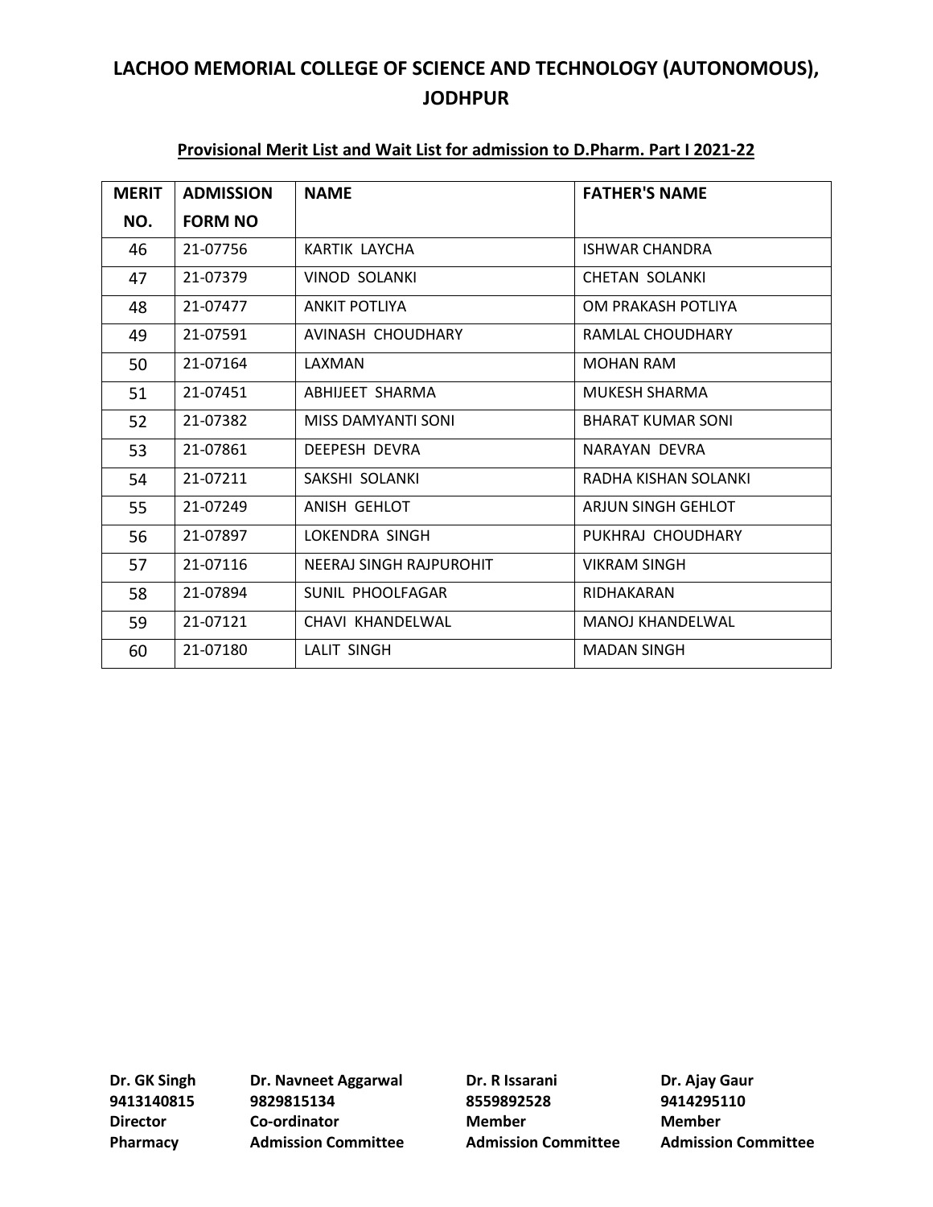# LACHOO MEMORIAL COLLEGE OF SCIENCE AND TECHNOLOGY (AUTONOMOUS), JODHPUR

**Provisional Merit List and Wait List for admission to D.Pharm. Part I 2021-22**

| MERIT NO. | ADMISSION FORM NO | NAME | FATHER'S NAME |
|---|---|---|---|
| 46 | 21-07756 | KARTIK LAYCHA | ISHWAR CHANDRA |
| 47 | 21-07379 | VINOD SOLANKI | CHETAN SOLANKI |
| 48 | 21-07477 | ANKIT POTLIYA | OM PRAKASH POTLIYA |
| 49 | 21-07591 | AVINASH CHOUDHARY | RAMLAL CHOUDHARY |
| 50 | 21-07164 | LAXMAN | MOHAN RAM |
| 51 | 21-07451 | ABHIJEET SHARMA | MUKESH SHARMA |
| 52 | 21-07382 | MISS DAMYANTI SONI | BHARAT KUMAR SONI |
| 53 | 21-07861 | DEEPESH DEVRA | NARAYAN DEVRA |
| 54 | 21-07211 | SAKSHI SOLANKI | RADHA KISHAN SOLANKI |
| 55 | 21-07249 | ANISH GEHLOT | ARJUN SINGH GEHLOT |
| 56 | 21-07897 | LOKENDRA SINGH | PUKHRAJ CHOUDHARY |
| 57 | 21-07116 | NEERAJ SINGH RAJPUROHIT | VIKRAM SINGH |
| 58 | 21-07894 | SUNIL PHOOLFAGAR | RIDHAKARAN |
| 59 | 21-07121 | CHAVI KHANDELWAL | MANOJ KHANDELWAL |
| 60 | 21-07180 | LALIT SINGH | MADAN SINGH |

| **Dr. GK Singh** | **Dr. Navneet Aggarwal** | **Dr. R Issarani** | **Dr. Ajay Gaur** |
|---|---|---|---|
| **9413140815** | **9829815134** | **8559892528** | **9414295110** |
| **Director** | **Co-ordinator** | **Member** | **Member** |
| **Pharmacy** | **Admission Committee** | **Admission Committee** | **Admission Committee** |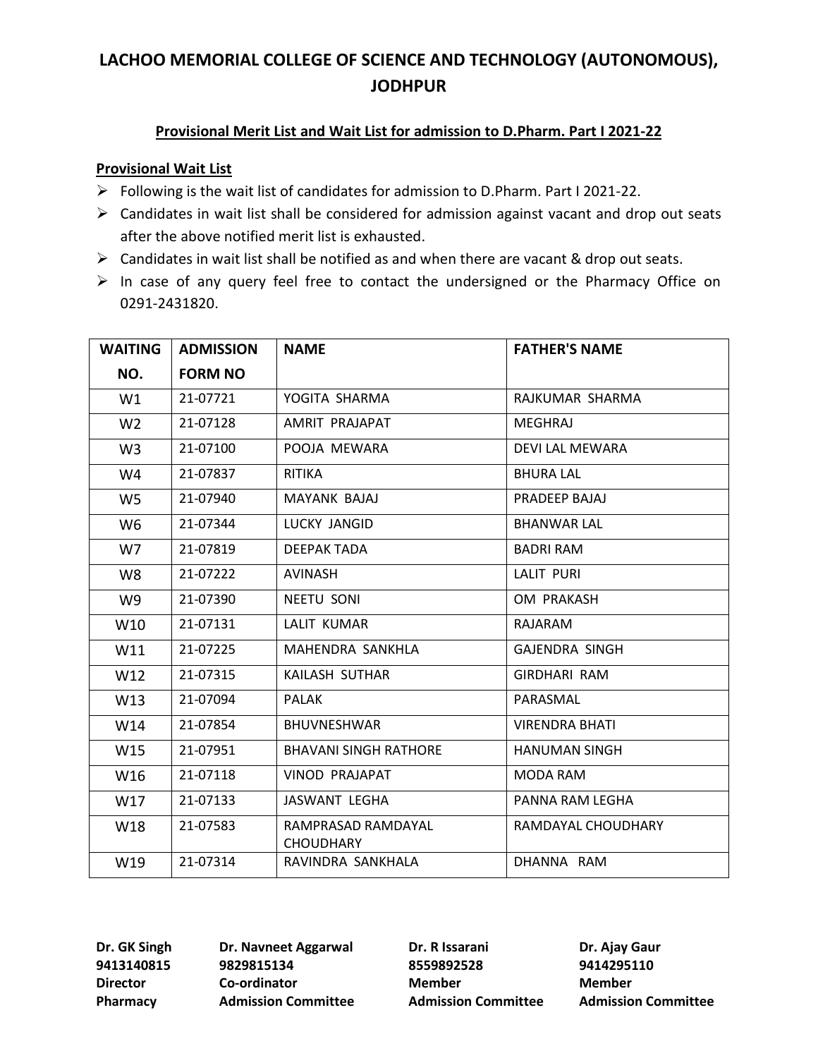# LACHOO MEMORIAL COLLEGE OF SCIENCE AND TECHNOLOGY (AUTONOMOUS), JODHPUR

## Provisional Merit List and Wait List for admission to D.Pharm. Part I 2021-22

### Provisional Wait List

- Following is the wait list of candidates for admission to D.Pharm. Part I 2021-22.
- Candidates in wait list shall be considered for admission against vacant and drop out seats after the above notified merit list is exhausted.
- Candidates in wait list shall be notified as and when there are vacant & drop out seats.
- In case of any query feel free to contact the undersigned or the Pharmacy Office on 0291-2431820.

| WAITING NO. | ADMISSION FORM NO | NAME | FATHER'S NAME |
|---|---|---|---|
| W1 | 21-07721 | YOGITA SHARMA | RAJKUMAR SHARMA |
| W2 | 21-07128 | AMRIT PRAJAPAT | MEGHRAJ |
| W3 | 21-07100 | POOJA MEWARA | DEVI LAL MEWARA |
| W4 | 21-07837 | RITIKA | BHURA LAL |
| W5 | 21-07940 | MAYANK BAJAJ | PRADEEP BAJAJ |
| W6 | 21-07344 | LUCKY JANGID | BHANWAR LAL |
| W7 | 21-07819 | DEEPAK TADA | BADRI RAM |
| W8 | 21-07222 | AVINASH | LALIT PURI |
| W9 | 21-07390 | NEETU SONI | OM PRAKASH |
| W10 | 21-07131 | LALIT KUMAR | RAJARAM |
| W11 | 21-07225 | MAHENDRA SANKHLA | GAJENDRA SINGH |
| W12 | 21-07315 | KAILASH SUTHAR | GIRDHARI RAM |
| W13 | 21-07094 | PALAK | PARASMAL |
| W14 | 21-07854 | BHUVNESHWAR | VIRENDRA BHATI |
| W15 | 21-07951 | BHAVANI SINGH RATHORE | HANUMAN SINGH |
| W16 | 21-07118 | VINOD PRAJAPAT | MODA RAM |
| W17 | 21-07133 | JASWANT LEGHA | PANNA RAM LEGHA |
| W18 | 21-07583 | RAMPRASAD RAMDAYAL CHOUDHARY | RAMDAYAL CHOUDHARY |
| W19 | 21-07314 | RAVINDRA SANKHALA | DHANNA RAM |

| **Dr. GK Singh** | **Dr. Navneet Aggarwal** | **Dr. R Issarani** | **Dr. Ajay Gaur** |
|---|---|---|---|
| **9413140815** | **9829815134** | **8559892528** | **9414295110** |
| **Director** | **Co-ordinator** | **Member** | **Member** |
| **Pharmacy** | **Admission Committee** | **Admission Committee** | **Admission Committee** |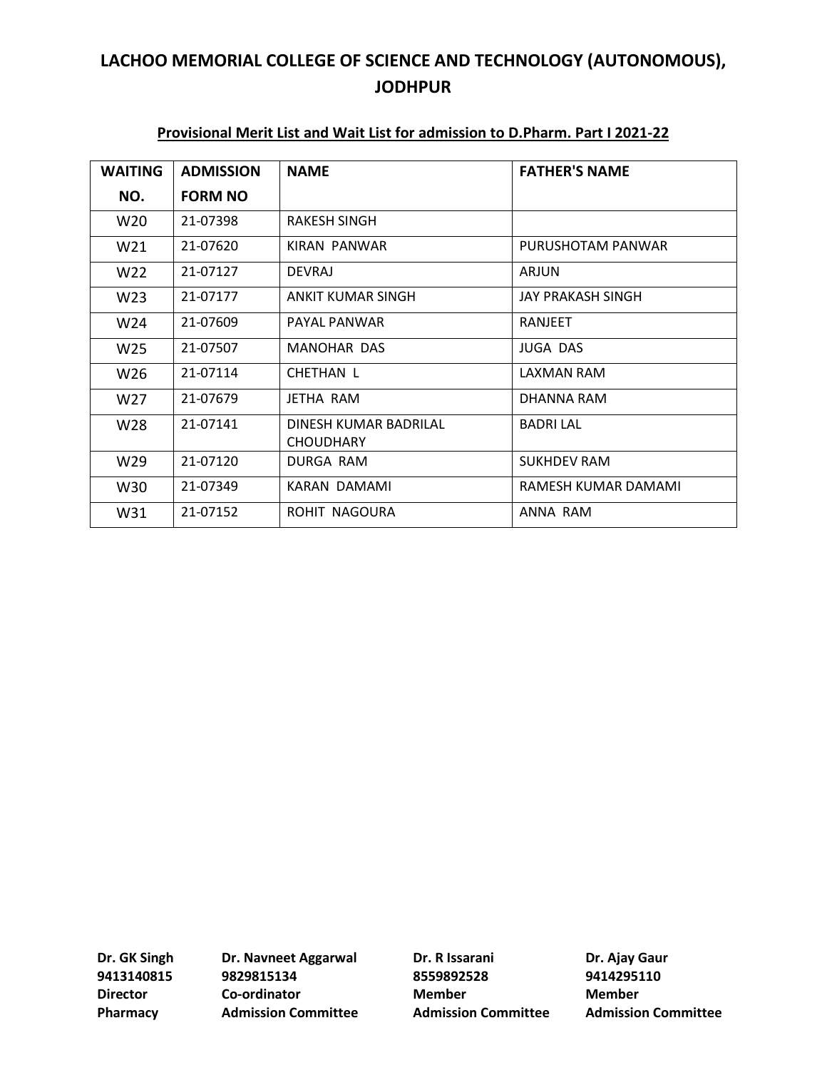# LACHOO MEMORIAL COLLEGE OF SCIENCE AND TECHNOLOGY (AUTONOMOUS), JODHPUR

**Provisional Merit List and Wait List for admission to D.Pharm. Part I 2021-22**

| WAITING NO. | ADMISSION FORM NO | NAME | FATHER'S NAME |
|---|---|---|---|
| W20 | 21-07398 | RAKESH SINGH | |
| W21 | 21-07620 | KIRAN PANWAR | PURUSHOTAM PANWAR |
| W22 | 21-07127 | DEVRAJ | ARJUN |
| W23 | 21-07177 | ANKIT KUMAR SINGH | JAY PRAKASH SINGH |
| W24 | 21-07609 | PAYAL PANWAR | RANJEET |
| W25 | 21-07507 | MANOHAR DAS | JUGA DAS |
| W26 | 21-07114 | CHETHAN L | LAXMAN RAM |
| W27 | 21-07679 | JETHA RAM | DHANNA RAM |
| W28 | 21-07141 | DINESH KUMAR BADRILAL CHOUDHARY | BADRI LAL |
| W29 | 21-07120 | DURGA RAM | SUKHDEV RAM |
| W30 | 21-07349 | KARAN DAMAMI | RAMESH KUMAR DAMAMI |
| W31 | 21-07152 | ROHIT NAGOURA | ANNA RAM |

**Dr. GK Singh**
**9413140815**
**Director**
**Pharmacy**

**Dr. Navneet Aggarwal**
**9829815134**
**Co-ordinator**
**Admission Committee**

**Dr. R Issarani**
**8559892528**
**Member**
**Admission Committee**

**Dr. Ajay Gaur**
**9414295110**
**Member**
**Admission Committee**